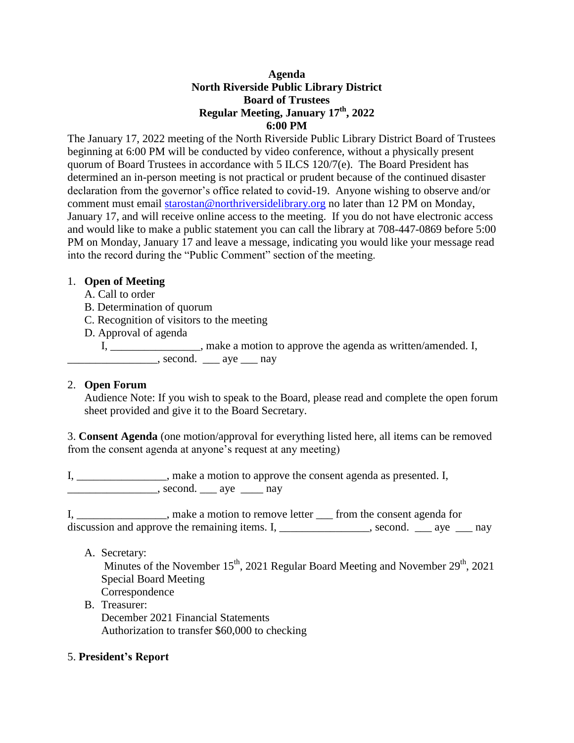# Agenda
## North Riverside Public Library District
## Board of Trustees
## Regular Meeting, January 17th, 2022
## 6:00 PM

The January 17, 2022 meeting of the North Riverside Public Library District Board of Trustees beginning at 6:00 PM will be conducted by video conference, without a physically present quorum of Board Trustees in accordance with 5 ILCS 120/7(e). The Board President has determined an in-person meeting is not practical or prudent because of the continued disaster declaration from the governor's office related to covid-19. Anyone wishing to observe and/or comment must email starostan@northriversidelibrary.org no later than 12 PM on Monday, January 17, and will receive online access to the meeting. If you do not have electronic access and would like to make a public statement you can call the library at 708-447-0869 before 5:00 PM on Monday, January 17 and leave a message, indicating you would like your message read into the record during the "Public Comment" section of the meeting.

1. **Open of Meeting**
   - A. Call to order
   - B. Determination of quorum
   - C. Recognition of visitors to the meeting
   - D. Approval of agenda

   I, ________________, make a motion to approve the agenda as written/amended. I, ________________, second. ___ aye ___ nay

2. **Open Forum**

   Audience Note: If you wish to speak to the Board, please read and complete the open forum sheet provided and give it to the Board Secretary.

3. **Consent Agenda** (one motion/approval for everything listed here, all items can be removed from the consent agenda at anyone's request at any meeting)

I, ________________, make a motion to approve the consent agenda as presented. I, ________________, second. ___ aye ____ nay

I, ________________, make a motion to remove letter ___ from the consent agenda for discussion and approve the remaining items. I, ________________, second. ___ aye ___ nay

   A. Secretary:
      Minutes of the November 15th, 2021 Regular Board Meeting and November 29th, 2021 Special Board Meeting
      Correspondence
   B. Treasurer:
      December 2021 Financial Statements
      Authorization to transfer $60,000 to checking

5. **President's Report**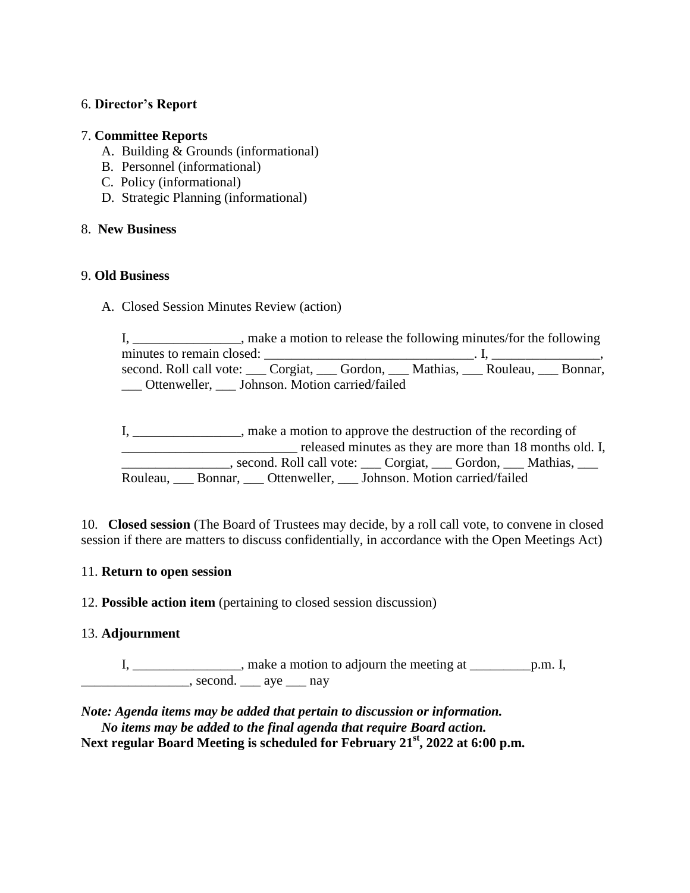6. **Director's Report**

7. **Committee Reports**

  A. Building & Grounds (informational)
  B. Personnel (informational)
  C. Policy (informational)
  D. Strategic Planning (informational)

8. **New Business**

9. **Old Business**

  A. Closed Session Minutes Review (action)

  I, ________________, make a motion to release the following minutes/for the following minutes to remain closed: ________________________________. I, ________________, second. Roll call vote: ___ Corgiat, ___ Gordon, ___ Mathias, ___ Rouleau, ___ Bonnar, ___ Ottenweller, ___ Johnson. Motion carried/failed

  I, ________________, make a motion to approve the destruction of the recording of __________________________ released minutes as they are more than 18 months old. I, ________________, second. Roll call vote: ___ Corgiat, ___ Gordon, ___ Mathias, ___ Rouleau, ___ Bonnar, ___ Ottenweller, ___ Johnson. Motion carried/failed

10. **Closed session** (The Board of Trustees may decide, by a roll call vote, to convene in closed session if there are matters to discuss confidentially, in accordance with the Open Meetings Act)

11. **Return to open session**

12. **Possible action item** (pertaining to closed session discussion)

13. **Adjournment**

  I, ________________, make a motion to adjourn the meeting at _________p.m. I, ________________, second. ___ aye ___ nay

***Note: Agenda items may be added that pertain to discussion or information.***
***No items may be added to the final agenda that require Board action.***
**Next regular Board Meeting is scheduled for February 21st, 2022 at 6:00 p.m.**